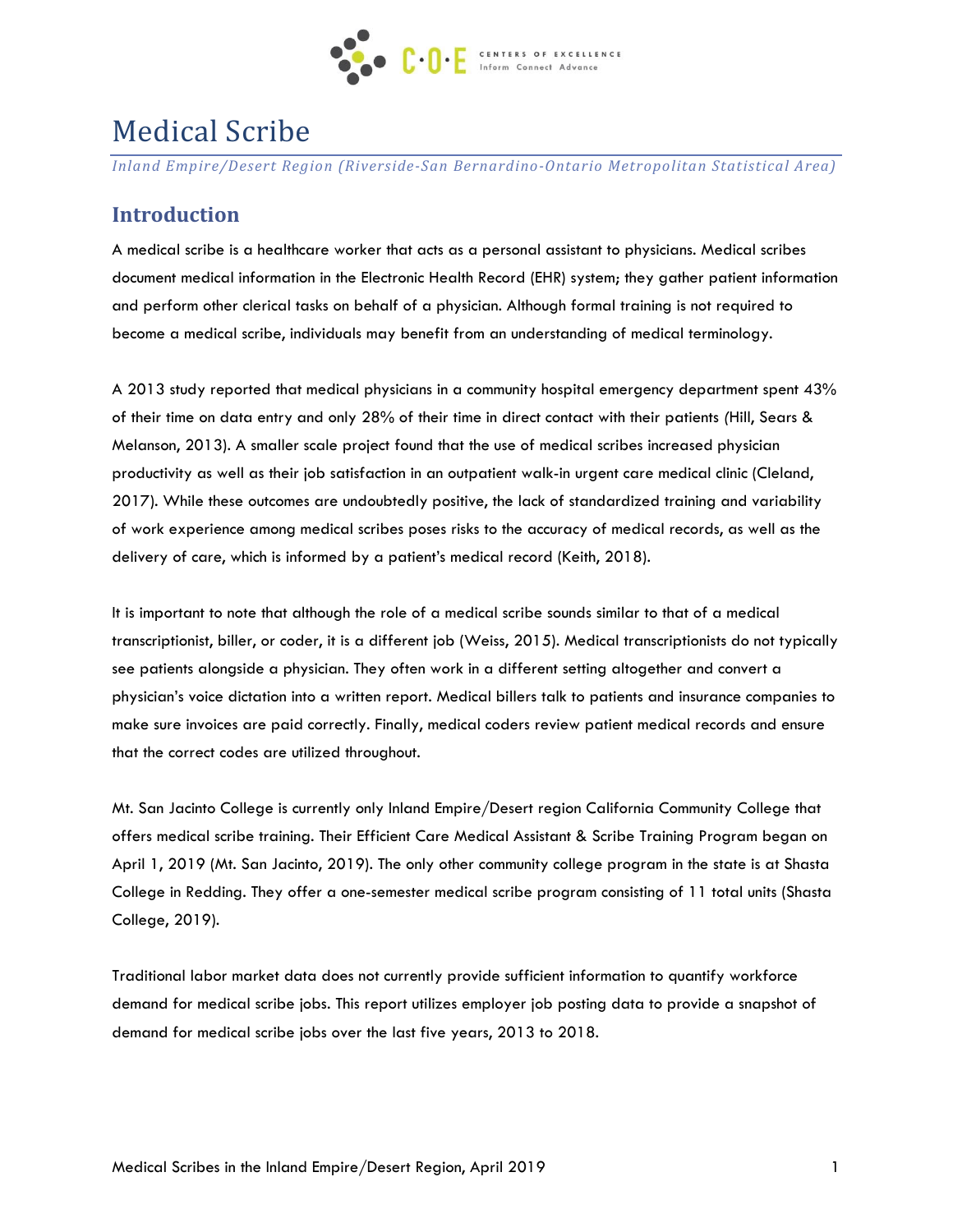# Medical Scribe

*Inland Empire/Desert Region (Riverside-San Bernardino-Ontario Metropolitan Statistical Area)*

## Introduction

A medical scribe is a healthcare worker that acts as a personal assistant to physicians. Medical scribes document medical information in the Electronic Health Record (EHR) system; they gather patient information and perform other clerical tasks on behalf of a physician. Although formal training is not required to become a medical scribe, individuals may benefit from an understanding of medical terminology.

A 2013 study reported that medical physicians in a community hospital emergency department spent 43% of their time on data entry and only 28% of their time in direct contact with their patients (Hill, Sears & Melanson, 2013). A smaller scale project found that the use of medical scribes increased physician productivity as well as their job satisfaction in an outpatient walk-in urgent care medical clinic (Cleland, 2017). While these outcomes are undoubtedly positive, the lack of standardized training and variability of work experience among medical scribes poses risks to the accuracy of medical records, as well as the delivery of care, which is informed by a patient's medical record (Keith, 2018).

It is important to note that although the role of a medical scribe sounds similar to that of a medical transcriptionist, biller, or coder, it is a different job (Weiss, 2015). Medical transcriptionists do not typically see patients alongside a physician. They often work in a different setting altogether and convert a physician's voice dictation into a written report. Medical billers talk to patients and insurance companies to make sure invoices are paid correctly. Finally, medical coders review patient medical records and ensure that the correct codes are utilized throughout.

Mt. San Jacinto College is currently only Inland Empire/Desert region California Community College that offers medical scribe training. Their Efficient Care Medical Assistant & Scribe Training Program began on April 1, 2019 (Mt. San Jacinto, 2019). The only other community college program in the state is at Shasta College in Redding. They offer a one-semester medical scribe program consisting of 11 total units (Shasta College, 2019).

Traditional labor market data does not currently provide sufficient information to quantify workforce demand for medical scribe jobs. This report utilizes employer job posting data to provide a snapshot of demand for medical scribe jobs over the last five years, 2013 to 2018.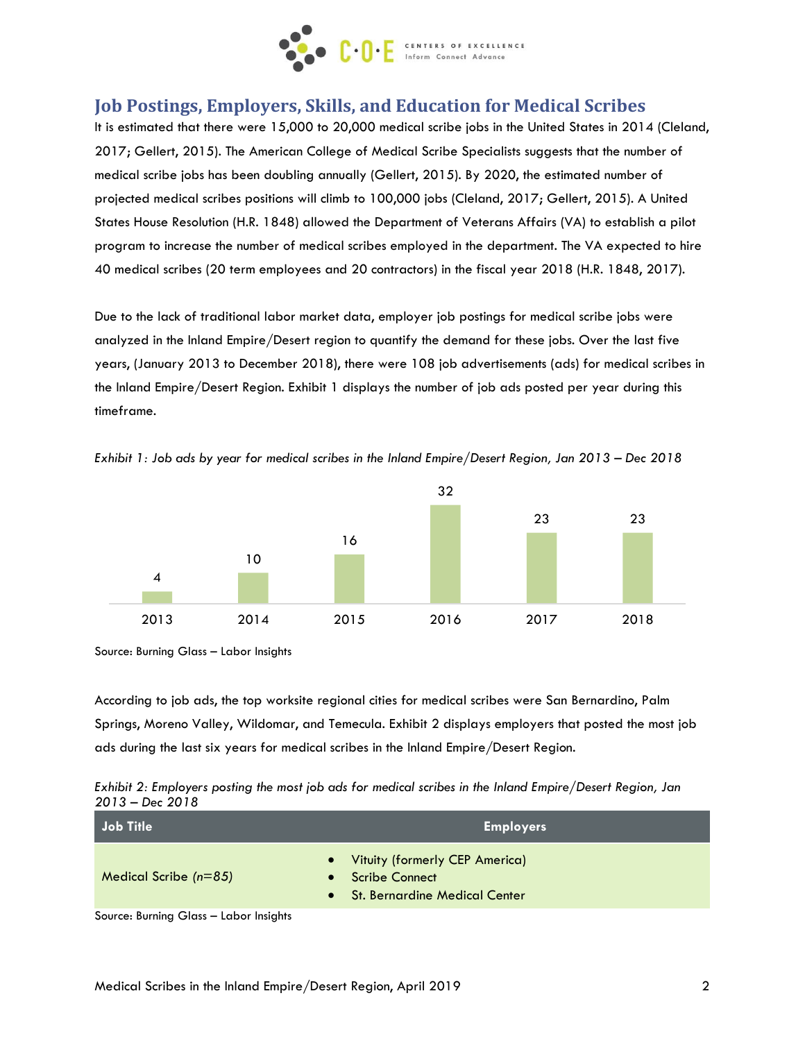## Job Postings, Employers, Skills, and Education for Medical Scribes

It is estimated that there were 15,000 to 20,000 medical scribe jobs in the United States in 2014 (Cleland, 2017; Gellert, 2015). The American College of Medical Scribe Specialists suggests that the number of medical scribe jobs has been doubling annually (Gellert, 2015). By 2020, the estimated number of projected medical scribes positions will climb to 100,000 jobs (Cleland, 2017; Gellert, 2015). A United States House Resolution (H.R. 1848) allowed the Department of Veterans Affairs (VA) to establish a pilot program to increase the number of medical scribes employed in the department. The VA expected to hire 40 medical scribes (20 term employees and 20 contractors) in the fiscal year 2018 (H.R. 1848, 2017).

Due to the lack of traditional labor market data, employer job postings for medical scribe jobs were analyzed in the Inland Empire/Desert region to quantify the demand for these jobs. Over the last five years, (January 2013 to December 2018), there were 108 job advertisements (ads) for medical scribes in the Inland Empire/Desert Region. Exhibit 1 displays the number of job ads posted per year during this timeframe.

*Exhibit 1: Job ads by year for medical scribes in the Inland Empire/Desert Region, Jan 2013 – Dec 2018*

| Year | Job ads |
|---|---|
| 2013 | 4 |
| 2014 | 10 |
| 2015 | 16 |
| 2016 | 32 |
| 2017 | 23 |
| 2018 | 23 |

Source: Burning Glass – Labor Insights

According to job ads, the top worksite regional cities for medical scribes were San Bernardino, Palm Springs, Moreno Valley, Wildomar, and Temecula. Exhibit 2 displays employers that posted the most job ads during the last six years for medical scribes in the Inland Empire/Desert Region.

*Exhibit 2: Employers posting the most job ads for medical scribes in the Inland Empire/Desert Region, Jan 2013 – Dec 2018*

| Job Title | Employers |
|---|---|
| Medical Scribe *(n=85)* | • Vituity (formerly CEP America)<br>• Scribe Connect<br>• St. Bernardine Medical Center |

Source: Burning Glass – Labor Insights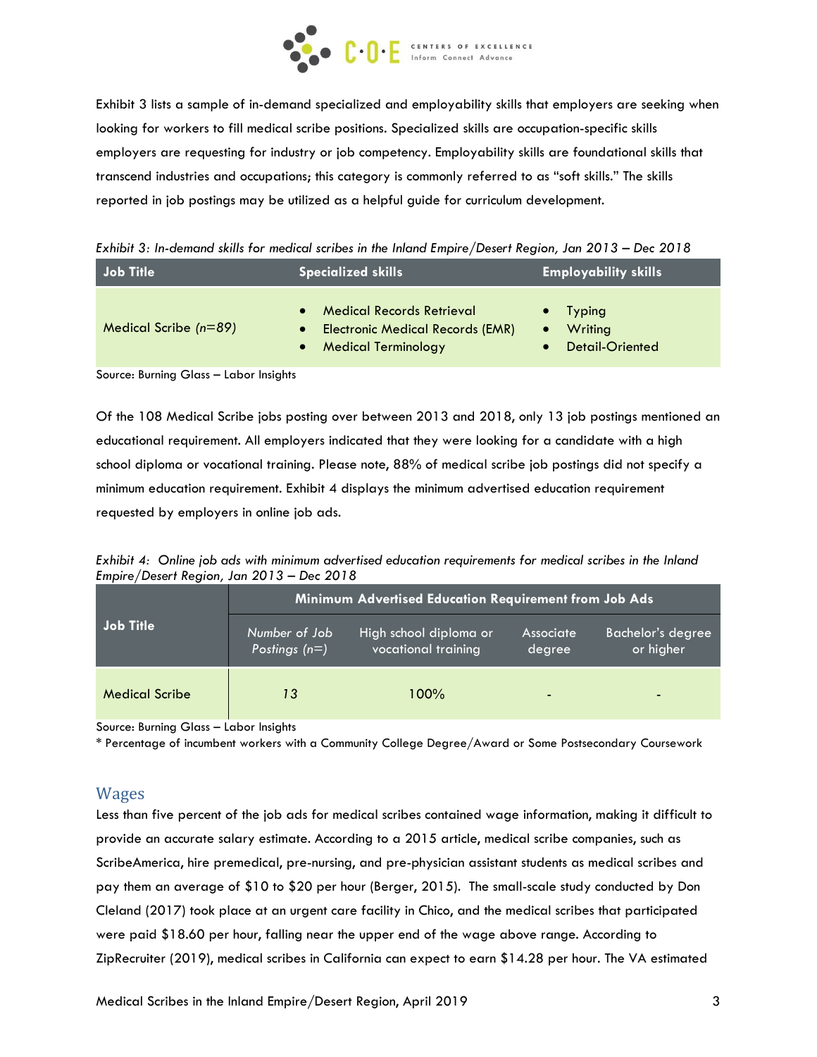Exhibit 3 lists a sample of in-demand specialized and employability skills that employers are seeking when looking for workers to fill medical scribe positions. Specialized skills are occupation-specific skills employers are requesting for industry or job competency. Employability skills are foundational skills that transcend industries and occupations; this category is commonly referred to as "soft skills." The skills reported in job postings may be utilized as a helpful guide for curriculum development.

*Exhibit 3: In-demand skills for medical scribes in the Inland Empire/Desert Region, Jan 2013 – Dec 2018*

| Job Title | Specialized skills | Employability skills |
|---|---|---|
| Medical Scribe *(n=89)* | • Medical Records Retrieval<br>• Electronic Medical Records (EMR)<br>• Medical Terminology | • Typing<br>• Writing<br>• Detail-Oriented |

Source: Burning Glass – Labor Insights

Of the 108 Medical Scribe jobs posting over between 2013 and 2018, only 13 job postings mentioned an educational requirement. All employers indicated that they were looking for a candidate with a high school diploma or vocational training. Please note, 88% of medical scribe job postings did not specify a minimum education requirement. Exhibit 4 displays the minimum advertised education requirement requested by employers in online job ads.

*Exhibit 4: Online job ads with minimum advertised education requirements for medical scribes in the Inland Empire/Desert Region, Jan 2013 – Dec 2018*

| Job Title | Minimum Advertised Education Requirement from Job Ads | | | |
|---|---|---|---|---|
| | *Number of Job Postings (n=)* | High school diploma or vocational training | Associate degree | Bachelor's degree or higher |
| Medical Scribe | *13* | 100% | - | - |

Source: Burning Glass – Labor Insights
\* Percentage of incumbent workers with a Community College Degree/Award or Some Postsecondary Coursework

## Wages

Less than five percent of the job ads for medical scribes contained wage information, making it difficult to provide an accurate salary estimate. According to a 2015 article, medical scribe companies, such as ScribeAmerica, hire premedical, pre-nursing, and pre-physician assistant students as medical scribes and pay them an average of $10 to $20 per hour (Berger, 2015). The small-scale study conducted by Don Cleland (2017) took place at an urgent care facility in Chico, and the medical scribes that participated were paid $18.60 per hour, falling near the upper end of the wage above range. According to ZipRecruiter (2019), medical scribes in California can expect to earn $14.28 per hour. The VA estimated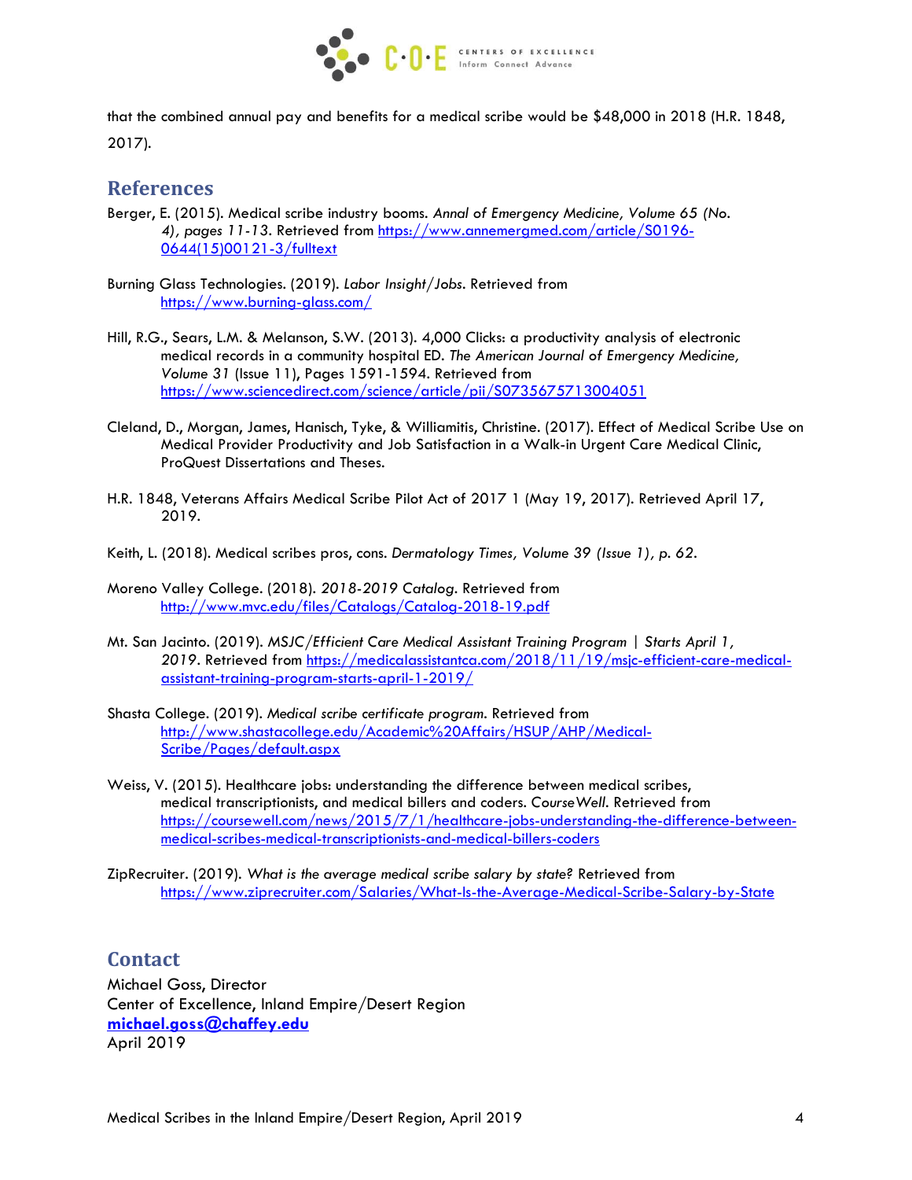that the combined annual pay and benefits for a medical scribe would be $48,000 in 2018 (H.R. 1848, 2017).

## References

Berger, E. (2015). Medical scribe industry booms. *Annal of Emergency Medicine, Volume 65 (No. 4), pages 11-13*. Retrieved from https://www.annemergmed.com/article/S0196-0644(15)00121-3/fulltext

Burning Glass Technologies. (2019). *Labor Insight/Jobs*. Retrieved from https://www.burning-glass.com/

Hill, R.G., Sears, L.M. & Melanson, S.W. (2013). 4,000 Clicks: a productivity analysis of electronic medical records in a community hospital ED. *The American Journal of Emergency Medicine, Volume 31* (Issue 11), Pages 1591-1594. Retrieved from https://www.sciencedirect.com/science/article/pii/S0735675713004051

Cleland, D., Morgan, James, Hanisch, Tyke, & Williamitis, Christine. (2017). Effect of Medical Scribe Use on Medical Provider Productivity and Job Satisfaction in a Walk-in Urgent Care Medical Clinic, ProQuest Dissertations and Theses.

H.R. 1848, Veterans Affairs Medical Scribe Pilot Act of 2017 1 (May 19, 2017). Retrieved April 17, 2019.

Keith, L. (2018). Medical scribes pros, cons. *Dermatology Times, Volume 39 (Issue 1), p. 62*.

Moreno Valley College. (2018). *2018-2019 Catalog*. Retrieved from http://www.mvc.edu/files/Catalogs/Catalog-2018-19.pdf

Mt. San Jacinto. (2019). *MSJC/Efficient Care Medical Assistant Training Program | Starts April 1, 2019*. Retrieved from https://medicalassistantca.com/2018/11/19/msjc-efficient-care-medical-assistant-training-program-starts-april-1-2019/

Shasta College. (2019). *Medical scribe certificate program*. Retrieved from http://www.shastacollege.edu/Academic%20Affairs/HSUP/AHP/Medical-Scribe/Pages/default.aspx

Weiss, V. (2015). Healthcare jobs: understanding the difference between medical scribes, medical transcriptionists, and medical billers and coders. *CourseWell*. Retrieved from https://coursewell.com/news/2015/7/1/healthcare-jobs-understanding-the-difference-between-medical-scribes-medical-transcriptionists-and-medical-billers-coders

ZipRecruiter. (2019). *What is the average medical scribe salary by state*? Retrieved from https://www.ziprecruiter.com/Salaries/What-Is-the-Average-Medical-Scribe-Salary-by-State

## Contact

Michael Goss, Director
Center of Excellence, Inland Empire/Desert Region
**michael.goss@chaffey.edu**
April 2019